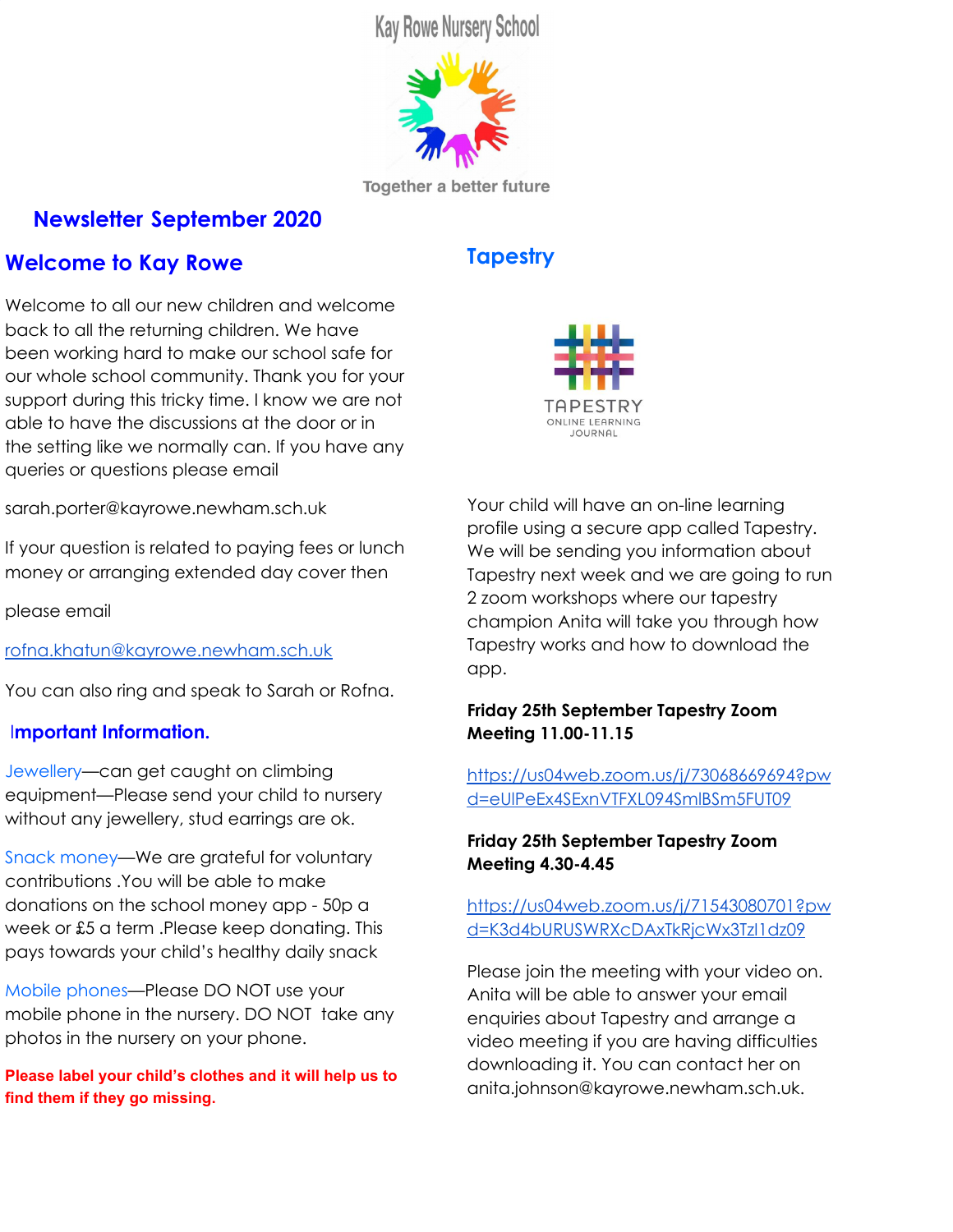Kay Rowe Nursery School

Together a better future

# Newsletter September 2020

## Welcome to Kay Rowe

Welcome to all our new children and welcome back to all the returning children. We have been working hard to make our school safe for our whole school community. Thank you for your support during this tricky time. I know we are not able to have the discussions at the door or in the setting like we normally can. If you have any queries or questions please email

sarah.porter@kayrowe.newham.sch.uk

If your question is related to paying fees or lunch money or arranging extended day cover then

please email

rofna.khatun@kayrowe.newham.sch.uk

You can also ring and speak to Sarah or Rofna.

### Important Information.

Jewellery—can get caught on climbing equipment—Please send your child to nursery without any jewellery, stud earrings are ok.

Snack money—We are grateful for voluntary contributions .You will be able to make donations on the school money app - 50p a week or £5 a term .Please keep donating. This pays towards your child's healthy daily snack

Mobile phones—Please DO NOT use your mobile phone in the nursery. DO NOT take any photos in the nursery on your phone.

**Please label your child's clothes and it will help us to find them if they go missing.**

## Tapestry

TAPESTRY ONLINE LEARNING JOURNAL

Your child will have an on-line learning profile using a secure app called Tapestry. We will be sending you information about Tapestry next week and we are going to run 2 zoom workshops where our tapestry champion Anita will take you through how Tapestry works and how to download the app.

**Friday 25th September Tapestry Zoom Meeting 11.00-11.15**

https://us04web.zoom.us/j/73068669694?pwd=eUlPeEx4SExnVTFXL094SmlBSm5FUT09

**Friday 25th September Tapestry Zoom Meeting 4.30-4.45**

https://us04web.zoom.us/j/71543080701?pwd=K3d4bURUSWRXcDAxTkRjcWx3Tzl1dz09

Please join the meeting with your video on. Anita will be able to answer your email enquiries about Tapestry and arrange a video meeting if you are having difficulties downloading it. You can contact her on anita.johnson@kayrowe.newham.sch.uk.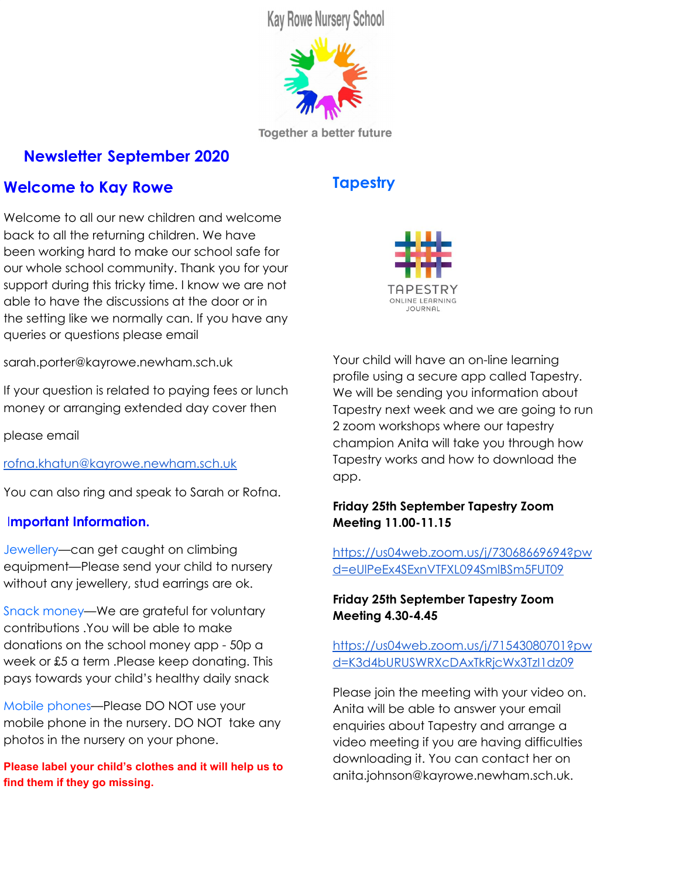Kay Rowe Nursery School

Together a better future

# Newsletter September 2020

## Welcome to Kay Rowe

Welcome to all our new children and welcome back to all the returning children. We have been working hard to make our school safe for our whole school community. Thank you for your support during this tricky time. I know we are not able to have the discussions at the door or in the setting like we normally can. If you have any queries or questions please email

sarah.porter@kayrowe.newham.sch.uk

If your question is related to paying fees or lunch money or arranging extended day cover then

please email

rofna.khatun@kayrowe.newham.sch.uk

You can also ring and speak to Sarah or Rofna.

## Important Information.

Jewellery—can get caught on climbing equipment—Please send your child to nursery without any jewellery, stud earrings are ok.

Snack money—We are grateful for voluntary contributions .You will be able to make donations on the school money app - 50p a week or £5 a term .Please keep donating. This pays towards your child's healthy daily snack

Mobile phones—Please DO NOT use your mobile phone in the nursery. DO NOT take any photos in the nursery on your phone.

**Please label your child's clothes and it will help us to find them if they go missing.**

## Tapestry

TAPESTRY
ONLINE LEARNING JOURNAL

Your child will have an on-line learning profile using a secure app called Tapestry. We will be sending you information about Tapestry next week and we are going to run 2 zoom workshops where our tapestry champion Anita will take you through how Tapestry works and how to download the app.

**Friday 25th September Tapestry Zoom Meeting 11.00-11.15**

https://us04web.zoom.us/j/73068669694?pwd=eUlPeEx4SExnVTFXL094SmlBSm5FUT09

**Friday 25th September Tapestry Zoom Meeting 4.30-4.45**

https://us04web.zoom.us/j/71543080701?pwd=K3d4bURUSWRXcDAxTkRjcWx3Tzl1dz09

Please join the meeting with your video on. Anita will be able to answer your email enquiries about Tapestry and arrange a video meeting if you are having difficulties downloading it. You can contact her on anita.johnson@kayrowe.newham.sch.uk.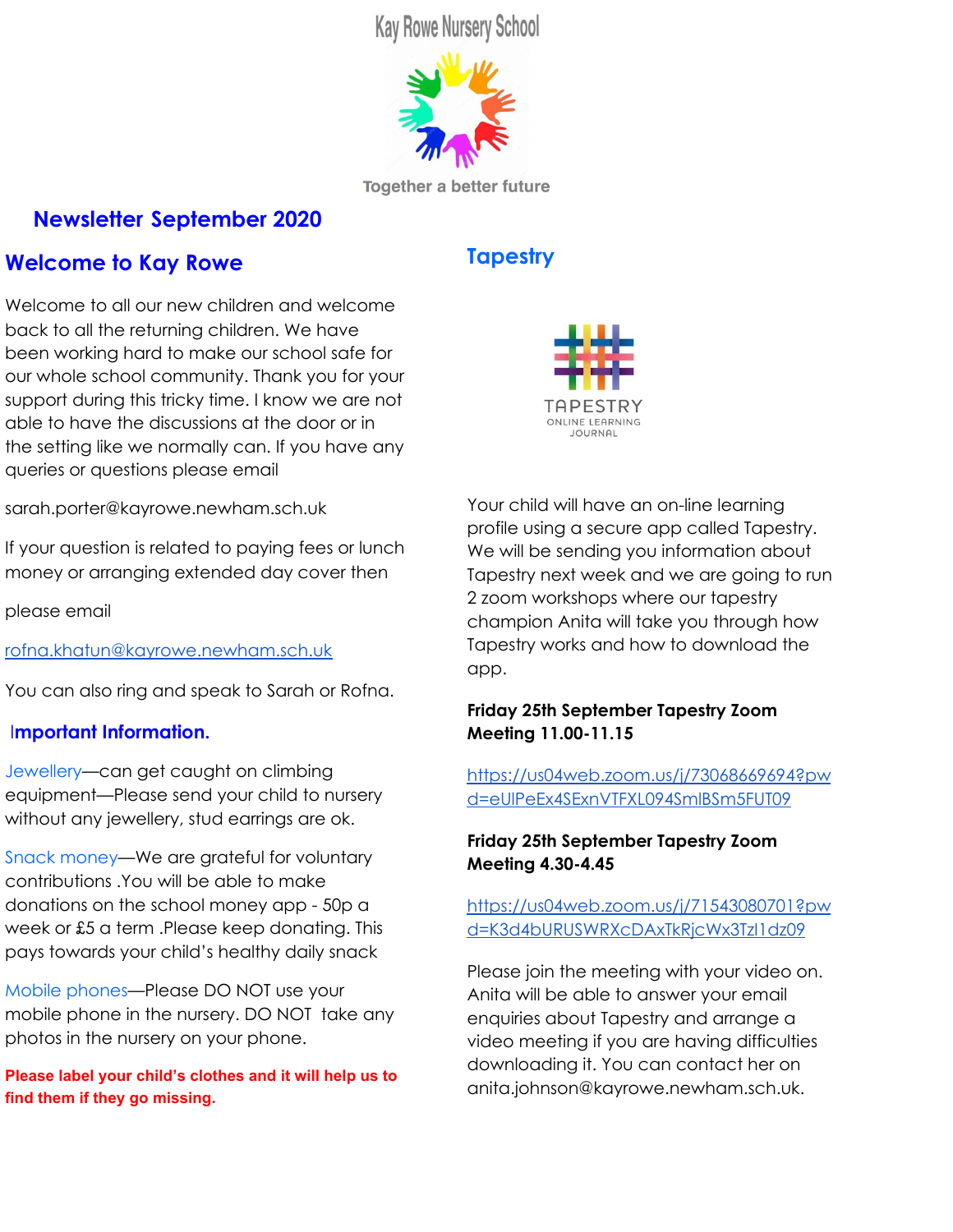Kay Rowe Nursery School

Together a better future

# Newsletter September 2020

## Welcome to Kay Rowe

Welcome to all our new children and welcome back to all the returning children. We have been working hard to make our school safe for our whole school community. Thank you for your support during this tricky time. I know we are not able to have the discussions at the door or in the setting like we normally can. If you have any queries or questions please email

sarah.porter@kayrowe.newham.sch.uk

If your question is related to paying fees or lunch money or arranging extended day cover then

please email

rofna.khatun@kayrowe.newham.sch.uk

You can also ring and speak to Sarah or Rofna.

### Important Information.

Jewellery—can get caught on climbing equipment—Please send your child to nursery without any jewellery, stud earrings are ok.

Snack money—We are grateful for voluntary contributions .You will be able to make donations on the school money app - 50p a week or £5 a term .Please keep donating. This pays towards your child's healthy daily snack

Mobile phones—Please DO NOT use your mobile phone in the nursery. DO NOT take any photos in the nursery on your phone.

**Please label your child's clothes and it will help us to find them if they go missing.**

## Tapestry

TAPESTRY ONLINE LEARNING JOURNAL

Your child will have an on-line learning profile using a secure app called Tapestry. We will be sending you information about Tapestry next week and we are going to run 2 zoom workshops where our tapestry champion Anita will take you through how Tapestry works and how to download the app.

**Friday 25th September Tapestry Zoom Meeting 11.00-11.15**

https://us04web.zoom.us/j/73068669694?pwd=eUlPeEx4SExnVTFXL094SmlBSm5FUT09

**Friday 25th September Tapestry Zoom Meeting 4.30-4.45**

https://us04web.zoom.us/j/71543080701?pwd=K3d4bURUSWRXcDAxTkRjcWx3Tzl1dz09

Please join the meeting with your video on. Anita will be able to answer your email enquiries about Tapestry and arrange a video meeting if you are having difficulties downloading it. You can contact her on anita.johnson@kayrowe.newham.sch.uk.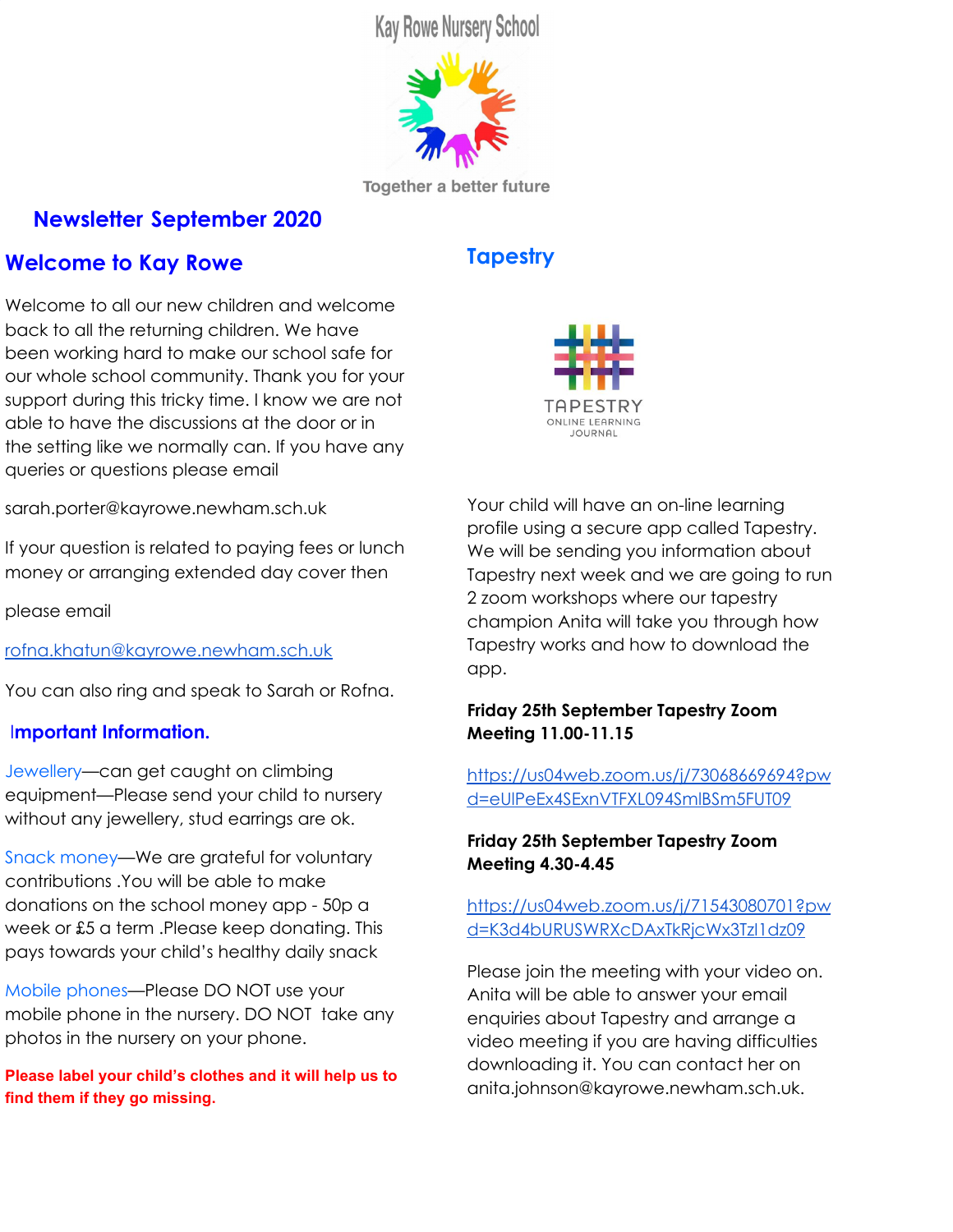Kay Rowe Nursery School

Together a better future

## Newsletter September 2020

## Welcome to Kay Rowe

Welcome to all our new children and welcome back to all the returning children. We have been working hard to make our school safe for our whole school community. Thank you for your support during this tricky time. I know we are not able to have the discussions at the door or in the setting like we normally can. If you have any queries or questions please email

sarah.porter@kayrowe.newham.sch.uk

If your question is related to paying fees or lunch money or arranging extended day cover then

please email

rofna.khatun@kayrowe.newham.sch.uk

You can also ring and speak to Sarah or Rofna.

### Important Information.

Jewellery—can get caught on climbing equipment—Please send your child to nursery without any jewellery, stud earrings are ok.

Snack money—We are grateful for voluntary contributions .You will be able to make donations on the school money app - 50p a week or £5 a term .Please keep donating. This pays towards your child's healthy daily snack

Mobile phones—Please DO NOT use your mobile phone in the nursery. DO NOT take any photos in the nursery on your phone.

**Please label your child's clothes and it will help us to find them if they go missing.**

## Tapestry

TAPESTRY
ONLINE LEARNING JOURNAL

Your child will have an on-line learning profile using a secure app called Tapestry. We will be sending you information about Tapestry next week and we are going to run 2 zoom workshops where our tapestry champion Anita will take you through how Tapestry works and how to download the app.

**Friday 25th September Tapestry Zoom Meeting 11.00-11.15**

https://us04web.zoom.us/j/73068669694?pwd=eUlPeEx4SExnVTFXL094SmlBSm5FUT09

**Friday 25th September Tapestry Zoom Meeting 4.30-4.45**

https://us04web.zoom.us/j/71543080701?pwd=K3d4bURUSWRXcDAxTkRjcWx3Tzl1dz09

Please join the meeting with your video on. Anita will be able to answer your email enquiries about Tapestry and arrange a video meeting if you are having difficulties downloading it. You can contact her on anita.johnson@kayrowe.newham.sch.uk.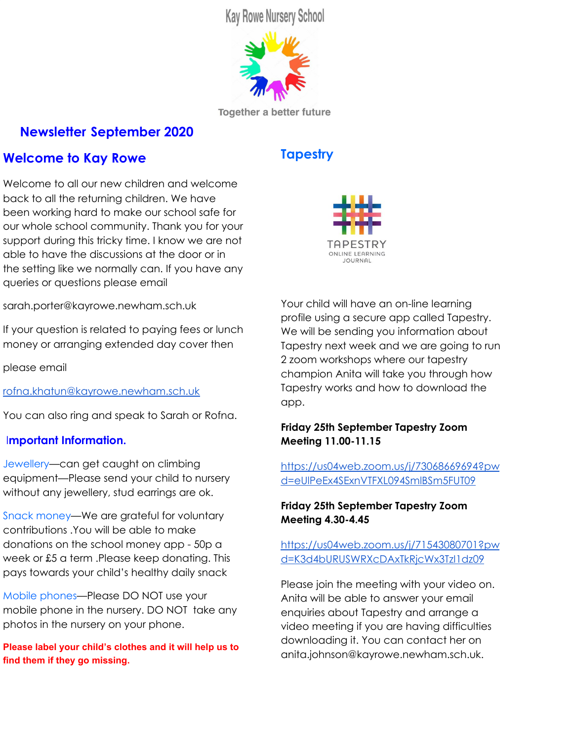Kay Rowe Nursery School

Together a better future

# Newsletter September 2020

## Welcome to Kay Rowe

Welcome to all our new children and welcome back to all the returning children. We have been working hard to make our school safe for our whole school community. Thank you for your support during this tricky time. I know we are not able to have the discussions at the door or in the setting like we normally can. If you have any queries or questions please email

sarah.porter@kayrowe.newham.sch.uk

If your question is related to paying fees or lunch money or arranging extended day cover then

please email

rofna.khatun@kayrowe.newham.sch.uk

You can also ring and speak to Sarah or Rofna.

### Important Information.

Jewellery—can get caught on climbing equipment—Please send your child to nursery without any jewellery, stud earrings are ok.

Snack money—We are grateful for voluntary contributions .You will be able to make donations on the school money app - 50p a week or £5 a term .Please keep donating. This pays towards your child's healthy daily snack

Mobile phones—Please DO NOT use your mobile phone in the nursery. DO NOT take any photos in the nursery on your phone.

**Please label your child's clothes and it will help us to find them if they go missing.**

## Tapestry

TAPESTRY ONLINE LEARNING JOURNAL

Your child will have an on-line learning profile using a secure app called Tapestry. We will be sending you information about Tapestry next week and we are going to run 2 zoom workshops where our tapestry champion Anita will take you through how Tapestry works and how to download the app.

**Friday 25th September Tapestry Zoom Meeting 11.00-11.15**

https://us04web.zoom.us/j/73068669694?pwd=eUlPeEx4SExnVTFXL094SmlBSm5FUT09

**Friday 25th September Tapestry Zoom Meeting 4.30-4.45**

https://us04web.zoom.us/j/71543080701?pwd=K3d4bURUSWRXcDAxTkRjcWx3Tzl1dz09

Please join the meeting with your video on. Anita will be able to answer your email enquiries about Tapestry and arrange a video meeting if you are having difficulties downloading it. You can contact her on anita.johnson@kayrowe.newham.sch.uk.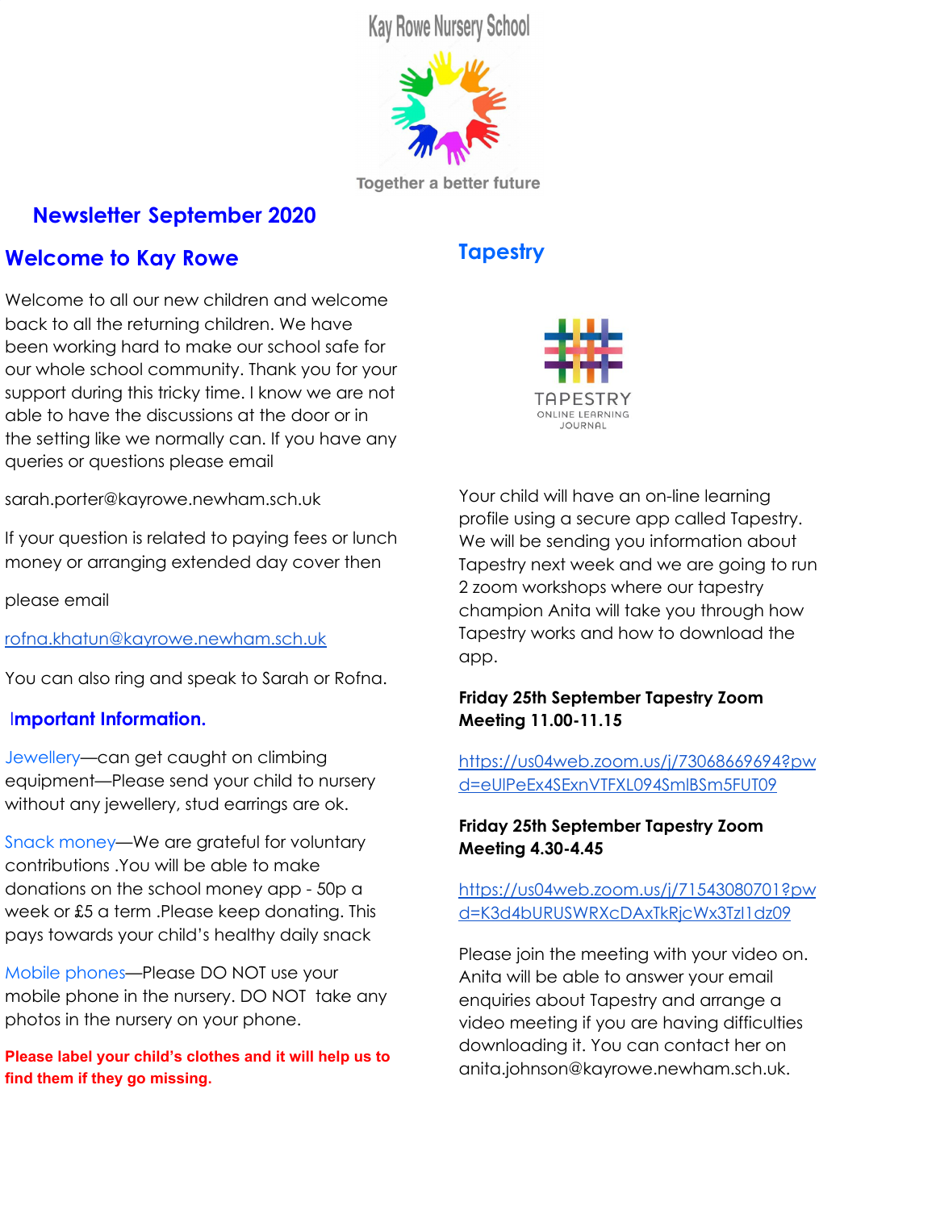Kay Rowe Nursery School

Together a better future

# Newsletter September 2020

## Welcome to Kay Rowe

Welcome to all our new children and welcome back to all the returning children. We have been working hard to make our school safe for our whole school community. Thank you for your support during this tricky time. I know we are not able to have the discussions at the door or in the setting like we normally can. If you have any queries or questions please email

sarah.porter@kayrowe.newham.sch.uk

If your question is related to paying fees or lunch money or arranging extended day cover then

please email

rofna.khatun@kayrowe.newham.sch.uk

You can also ring and speak to Sarah or Rofna.

### Important Information.

Jewellery—can get caught on climbing equipment—Please send your child to nursery without any jewellery, stud earrings are ok.

Snack money—We are grateful for voluntary contributions .You will be able to make donations on the school money app - 50p a week or £5 a term .Please keep donating. This pays towards your child's healthy daily snack

Mobile phones—Please DO NOT use your mobile phone in the nursery. DO NOT take any photos in the nursery on your phone.

**Please label your child's clothes and it will help us to find them if they go missing.**

## Tapestry

TAPESTRY
ONLINE LEARNING JOURNAL

Your child will have an on-line learning profile using a secure app called Tapestry. We will be sending you information about Tapestry next week and we are going to run 2 zoom workshops where our tapestry champion Anita will take you through how Tapestry works and how to download the app.

**Friday 25th September Tapestry Zoom Meeting 11.00-11.15**

https://us04web.zoom.us/j/73068669694?pwd=eUlPeEx4SExnVTFXL094SmlBSm5FUT09

**Friday 25th September Tapestry Zoom Meeting 4.30-4.45**

https://us04web.zoom.us/j/71543080701?pwd=K3d4bURUSWRXcDAxTkRjcWx3Tzl1dz09

Please join the meeting with your video on. Anita will be able to answer your email enquiries about Tapestry and arrange a video meeting if you are having difficulties downloading it. You can contact her on anita.johnson@kayrowe.newham.sch.uk.